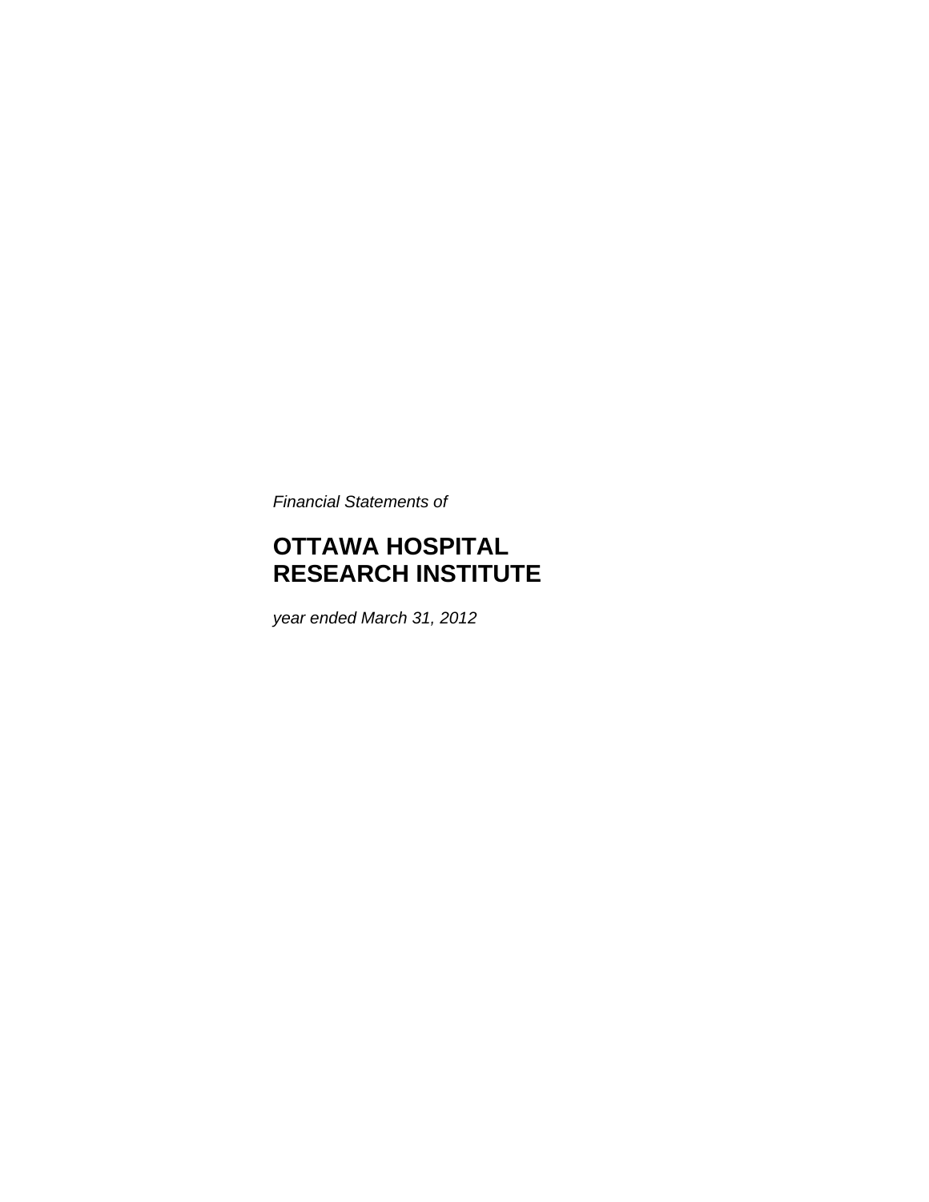*Financial Statements of*

# OTTAWA HOSPITAL RESEARCH INSTITUTE

*year ended March 31, 2012*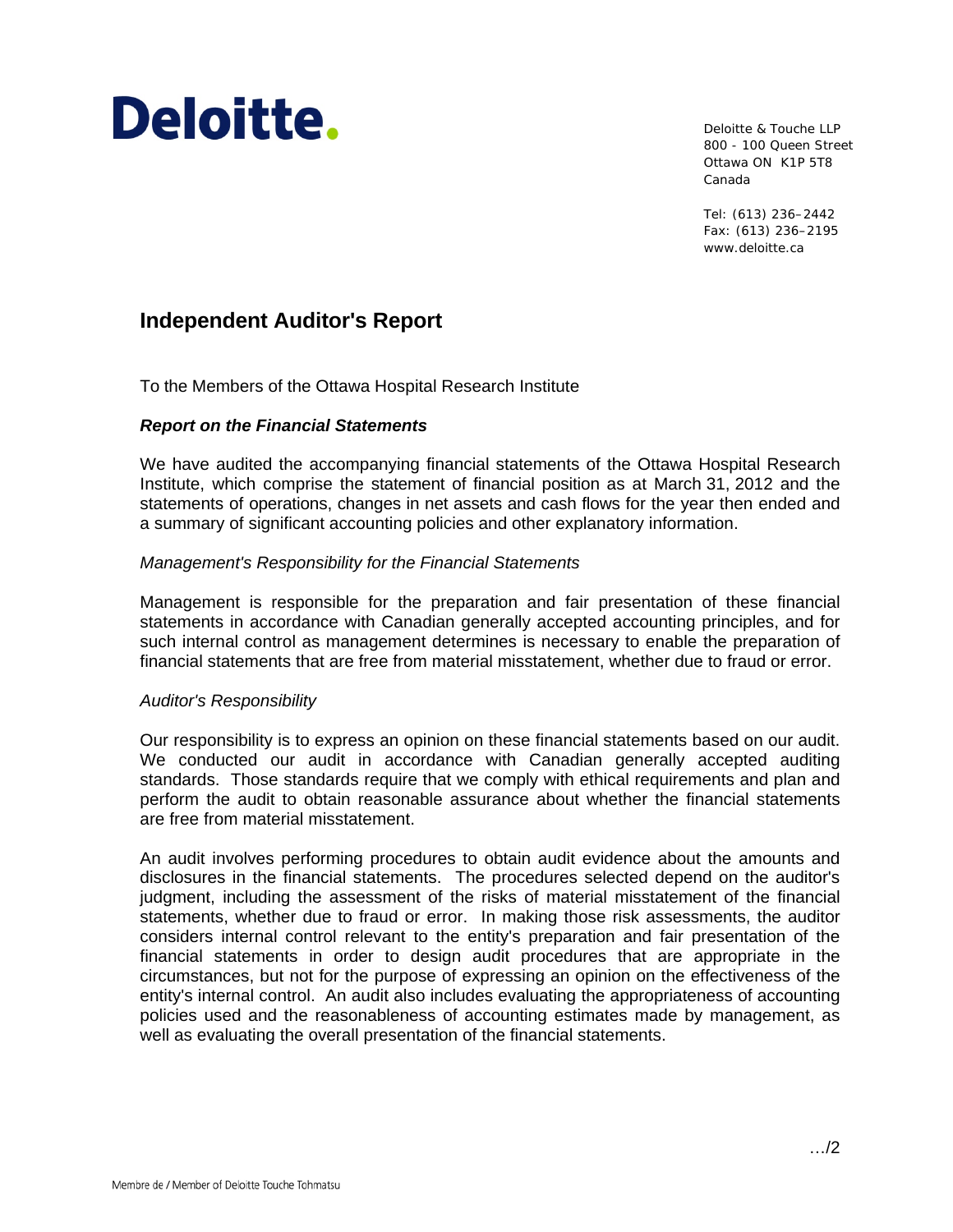Deloitte.

Deloitte & Touche LLP
800 - 100 Queen Street
Ottawa ON K1P 5T8
Canada

Tel: (613) 236–2442
Fax: (613) 236–2195
www.deloitte.ca

# Independent Auditor's Report

To the Members of the Ottawa Hospital Research Institute

### *Report on the Financial Statements*

We have audited the accompanying financial statements of the Ottawa Hospital Research Institute, which comprise the statement of financial position as at March 31, 2012 and the statements of operations, changes in net assets and cash flows for the year then ended and a summary of significant accounting policies and other explanatory information.

*Management's Responsibility for the Financial Statements*

Management is responsible for the preparation and fair presentation of these financial statements in accordance with Canadian generally accepted accounting principles, and for such internal control as management determines is necessary to enable the preparation of financial statements that are free from material misstatement, whether due to fraud or error.

*Auditor's Responsibility*

Our responsibility is to express an opinion on these financial statements based on our audit. We conducted our audit in accordance with Canadian generally accepted auditing standards. Those standards require that we comply with ethical requirements and plan and perform the audit to obtain reasonable assurance about whether the financial statements are free from material misstatement.

An audit involves performing procedures to obtain audit evidence about the amounts and disclosures in the financial statements. The procedures selected depend on the auditor's judgment, including the assessment of the risks of material misstatement of the financial statements, whether due to fraud or error. In making those risk assessments, the auditor considers internal control relevant to the entity's preparation and fair presentation of the financial statements in order to design audit procedures that are appropriate in the circumstances, but not for the purpose of expressing an opinion on the effectiveness of the entity's internal control. An audit also includes evaluating the appropriateness of accounting policies used and the reasonableness of accounting estimates made by management, as well as evaluating the overall presentation of the financial statements.

…/2

Membre de / Member of Deloitte Touche Tohmatsu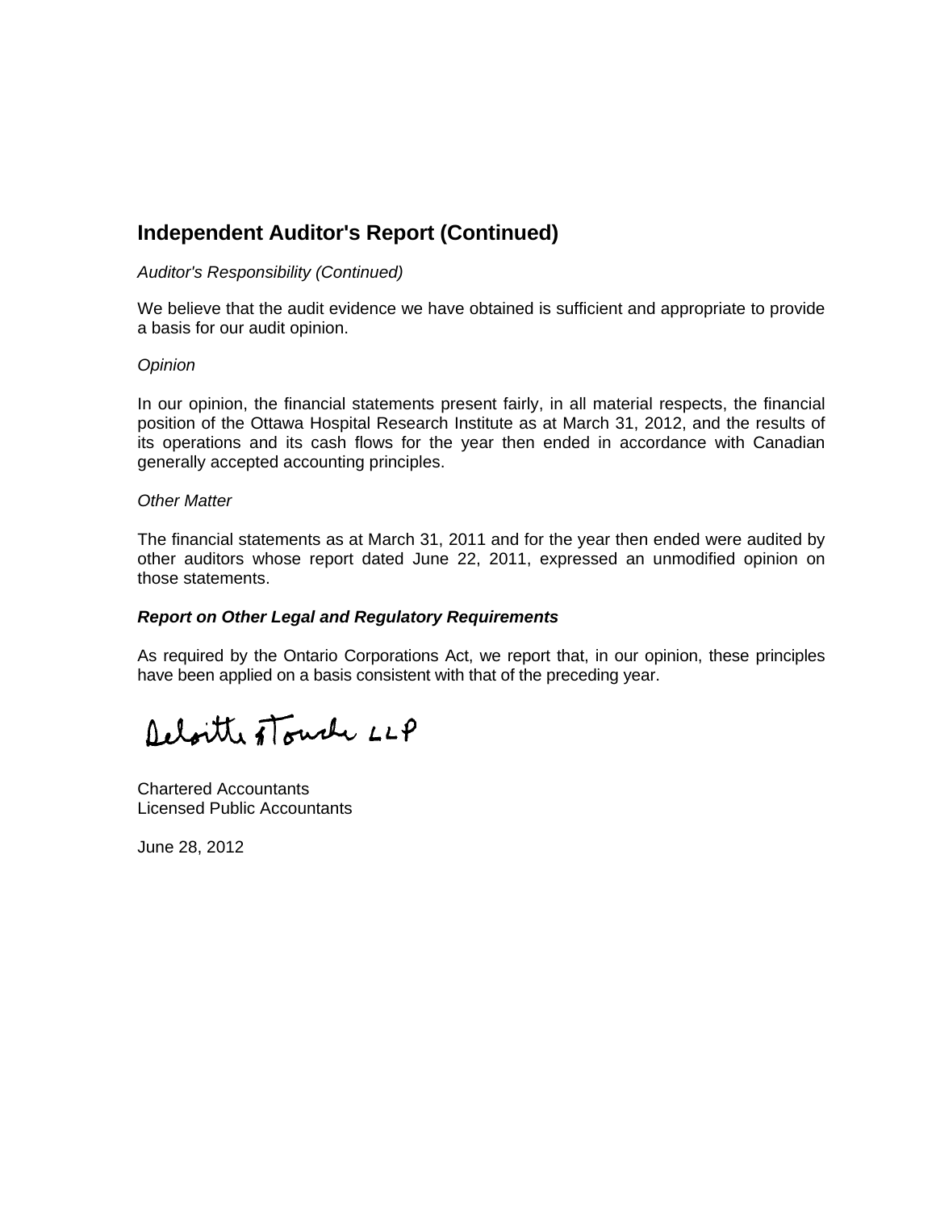## Independent Auditor's Report (Continued)

*Auditor's Responsibility (Continued)*

We believe that the audit evidence we have obtained is sufficient and appropriate to provide a basis for our audit opinion.

*Opinion*

In our opinion, the financial statements present fairly, in all material respects, the financial position of the Ottawa Hospital Research Institute as at March 31, 2012, and the results of its operations and its cash flows for the year then ended in accordance with Canadian generally accepted accounting principles.

*Other Matter*

The financial statements as at March 31, 2011 and for the year then ended were audited by other auditors whose report dated June 22, 2011, expressed an unmodified opinion on those statements.

***Report on Other Legal and Regulatory Requirements***

As required by the Ontario Corporations Act, we report that, in our opinion, these principles have been applied on a basis consistent with that of the preceding year.

Deloitte & Touche LLP

Chartered Accountants
Licensed Public Accountants

June 28, 2012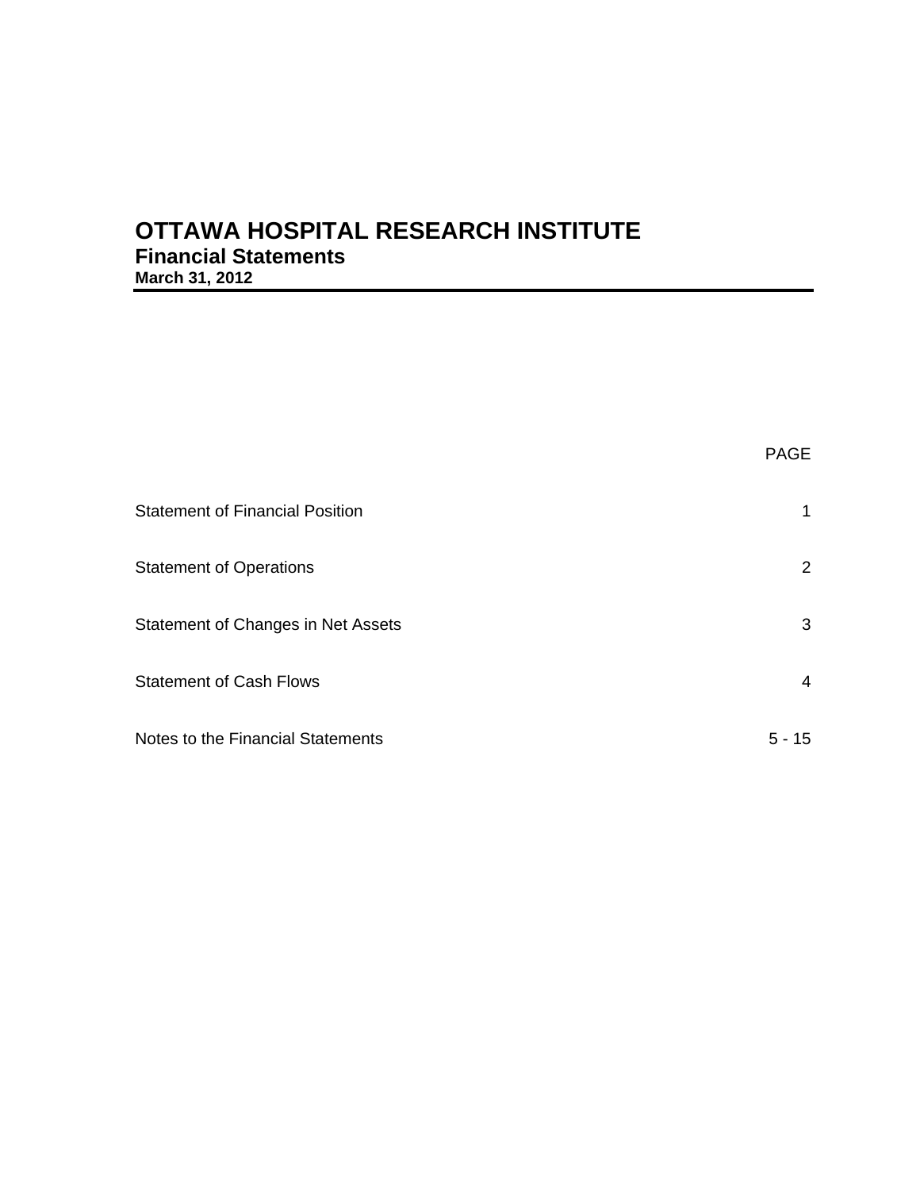# OTTAWA HOSPITAL RESEARCH INSTITUTE

## Financial Statements

**March 31, 2012**

| | PAGE |
|---|---|
| Statement of Financial Position | 1 |
| Statement of Operations | 2 |
| Statement of Changes in Net Assets | 3 |
| Statement of Cash Flows | 4 |
| Notes to the Financial Statements | 5 - 15 |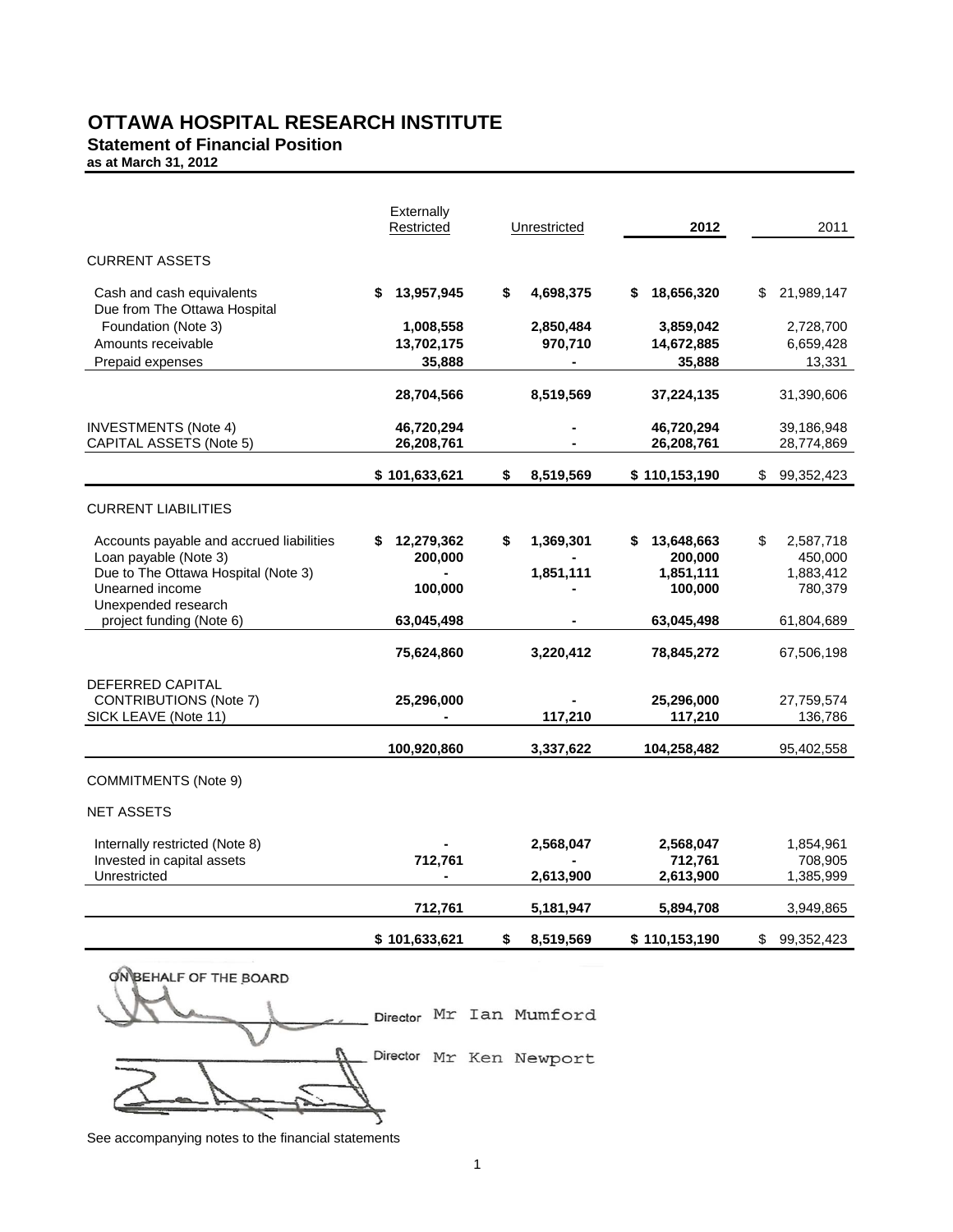# OTTAWA HOSPITAL RESEARCH INSTITUTE

## Statement of Financial Position

**as at March 31, 2012**

| | Externally Restricted | Unrestricted | 2012 | 2011 |
|---|---|---|---|---|
| CURRENT ASSETS | | | | |
| Cash and cash equivalents | **$ 13,957,945** | **$ 4,698,375** | **$ 18,656,320** | $ 21,989,147 |
| Due from The Ottawa Hospital Foundation (Note 3) | **1,008,558** | **2,850,484** | **3,859,042** | 2,728,700 |
| Amounts receivable | **13,702,175** | **970,710** | **14,672,885** | 6,659,428 |
| Prepaid expenses | **35,888** | **-** | **35,888** | 13,331 |
| | **28,704,566** | **8,519,569** | **37,224,135** | 31,390,606 |
| INVESTMENTS (Note 4) | **46,720,294** | **-** | **46,720,294** | 39,186,948 |
| CAPITAL ASSETS (Note 5) | **26,208,761** | **-** | **26,208,761** | 28,774,869 |
| | **$ 101,633,621** | **$ 8,519,569** | **$ 110,153,190** | $ 99,352,423 |
| CURRENT LIABILITIES | | | | |
| Accounts payable and accrued liabilities | **$ 12,279,362** | **$ 1,369,301** | **$ 13,648,663** | $ 2,587,718 |
| Loan payable (Note 3) | **200,000** | **-** | **200,000** | 450,000 |
| Due to The Ottawa Hospital (Note 3) | **-** | **1,851,111** | **1,851,111** | 1,883,412 |
| Unearned income | **100,000** | **-** | **100,000** | 780,379 |
| Unexpended research project funding (Note 6) | **63,045,498** | **-** | **63,045,498** | 61,804,689 |
| | **75,624,860** | **3,220,412** | **78,845,272** | 67,506,198 |
| DEFERRED CAPITAL CONTRIBUTIONS (Note 7) | **25,296,000** | **-** | **25,296,000** | 27,759,574 |
| SICK LEAVE (Note 11) | **-** | **117,210** | **117,210** | 136,786 |
| | **100,920,860** | **3,337,622** | **104,258,482** | 95,402,558 |
| COMMITMENTS (Note 9) | | | | |
| NET ASSETS | | | | |
| Internally restricted (Note 8) | **-** | **2,568,047** | **2,568,047** | 1,854,961 |
| Invested in capital assets | **712,761** | **-** | **712,761** | 708,905 |
| Unrestricted | **-** | **2,613,900** | **2,613,900** | 1,385,999 |
| | **712,761** | **5,181,947** | **5,894,708** | 3,949,865 |
| | **$ 101,633,621** | **$ 8,519,569** | **$ 110,153,190** | $ 99,352,423 |

ON BEHALF OF THE BOARD

Director Mr Ian Mumford

Director Mr Ken Newport

See accompanying notes to the financial statements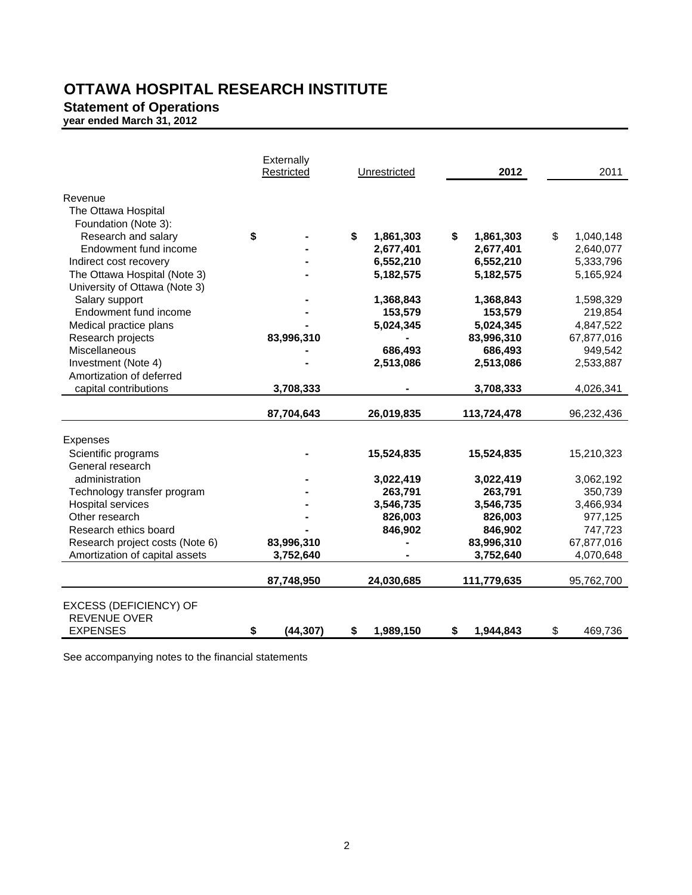# OTTAWA HOSPITAL RESEARCH INSTITUTE

## Statement of Operations

**year ended March 31, 2012**

| | Externally Restricted | Unrestricted | **2012** | 2011 |
|---|---|---|---|---|
| Revenue | | | | |
| The Ottawa Hospital Foundation (Note 3): | | | | |
| Research and salary | **$ -** | **$ 1,861,303** | **$ 1,861,303** | $ 1,040,148 |
| Endowment fund income | **-** | **2,677,401** | **2,677,401** | 2,640,077 |
| Indirect cost recovery | **-** | **6,552,210** | **6,552,210** | 5,333,796 |
| The Ottawa Hospital (Note 3) | **-** | **5,182,575** | **5,182,575** | 5,165,924 |
| University of Ottawa (Note 3) | | | | |
| Salary support | **-** | **1,368,843** | **1,368,843** | 1,598,329 |
| Endowment fund income | **-** | **153,579** | **153,579** | 219,854 |
| Medical practice plans | **-** | **5,024,345** | **5,024,345** | 4,847,522 |
| Research projects | **83,996,310** | **-** | **83,996,310** | 67,877,016 |
| Miscellaneous | **-** | **686,493** | **686,493** | 949,542 |
| Investment (Note 4) | **-** | **2,513,086** | **2,513,086** | 2,533,887 |
| Amortization of deferred capital contributions | **3,708,333** | **-** | **3,708,333** | 4,026,341 |
| | **87,704,643** | **26,019,835** | **113,724,478** | 96,232,436 |
| Expenses | | | | |
| Scientific programs | **-** | **15,524,835** | **15,524,835** | 15,210,323 |
| General research administration | **-** | **3,022,419** | **3,022,419** | 3,062,192 |
| Technology transfer program | **-** | **263,791** | **263,791** | 350,739 |
| Hospital services | **-** | **3,546,735** | **3,546,735** | 3,466,934 |
| Other research | **-** | **826,003** | **826,003** | 977,125 |
| Research ethics board | **-** | **846,902** | **846,902** | 747,723 |
| Research project costs (Note 6) | **83,996,310** | **-** | **83,996,310** | 67,877,016 |
| Amortization of capital assets | **3,752,640** | **-** | **3,752,640** | 4,070,648 |
| | **87,748,950** | **24,030,685** | **111,779,635** | 95,762,700 |
| EXCESS (DEFICIENCY) OF REVENUE OVER EXPENSES | **$ (44,307)** | **$ 1,989,150** | **$ 1,944,843** | $ 469,736 |

See accompanying notes to the financial statements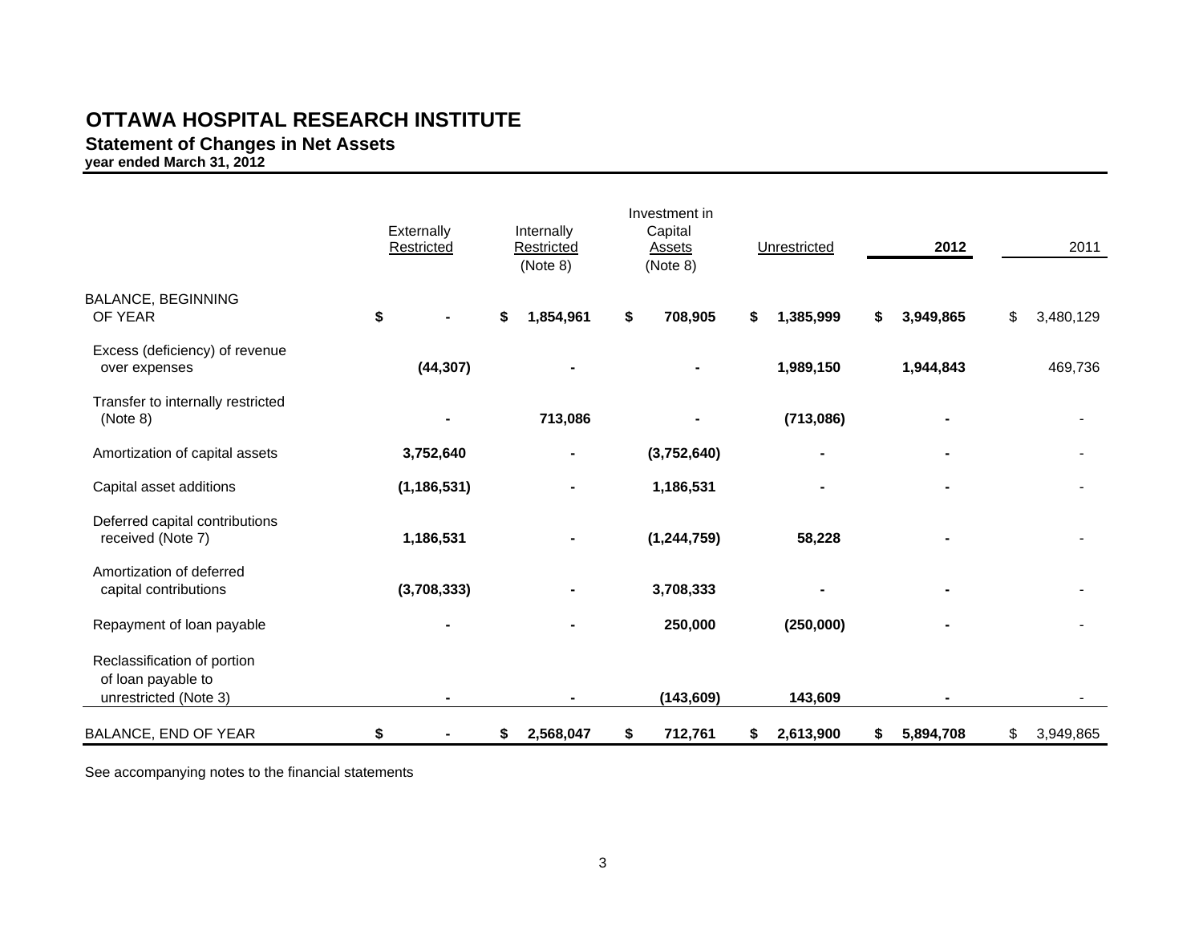# OTTAWA HOSPITAL RESEARCH INSTITUTE

## Statement of Changes in Net Assets

**year ended March 31, 2012**

| | Externally Restricted | Internally Restricted (Note 8) | Investment in Capital Assets (Note 8) | Unrestricted | 2012 | 2011 |
|---|---|---|---|---|---|---|
| BALANCE, BEGINNING OF YEAR | $ - | $ 1,854,961 | $ 708,905 | $ 1,385,999 | $ 3,949,865 | $ 3,480,129 |
| Excess (deficiency) of revenue over expenses | (44,307) | - | - | 1,989,150 | 1,944,843 | 469,736 |
| Transfer to internally restricted (Note 8) | - | 713,086 | - | (713,086) | - | - |
| Amortization of capital assets | 3,752,640 | - | (3,752,640) | - | - | - |
| Capital asset additions | (1,186,531) | - | 1,186,531 | - | - | - |
| Deferred capital contributions received (Note 7) | 1,186,531 | - | (1,244,759) | 58,228 | - | - |
| Amortization of deferred capital contributions | (3,708,333) | - | 3,708,333 | - | - | - |
| Repayment of loan payable | - | - | 250,000 | (250,000) | - | - |
| Reclassification of portion of loan payable to unrestricted (Note 3) | - | - | (143,609) | 143,609 | - | - |
| BALANCE, END OF YEAR | $ - | $ 2,568,047 | $ 712,761 | $ 2,613,900 | $ 5,894,708 | $ 3,949,865 |

See accompanying notes to the financial statements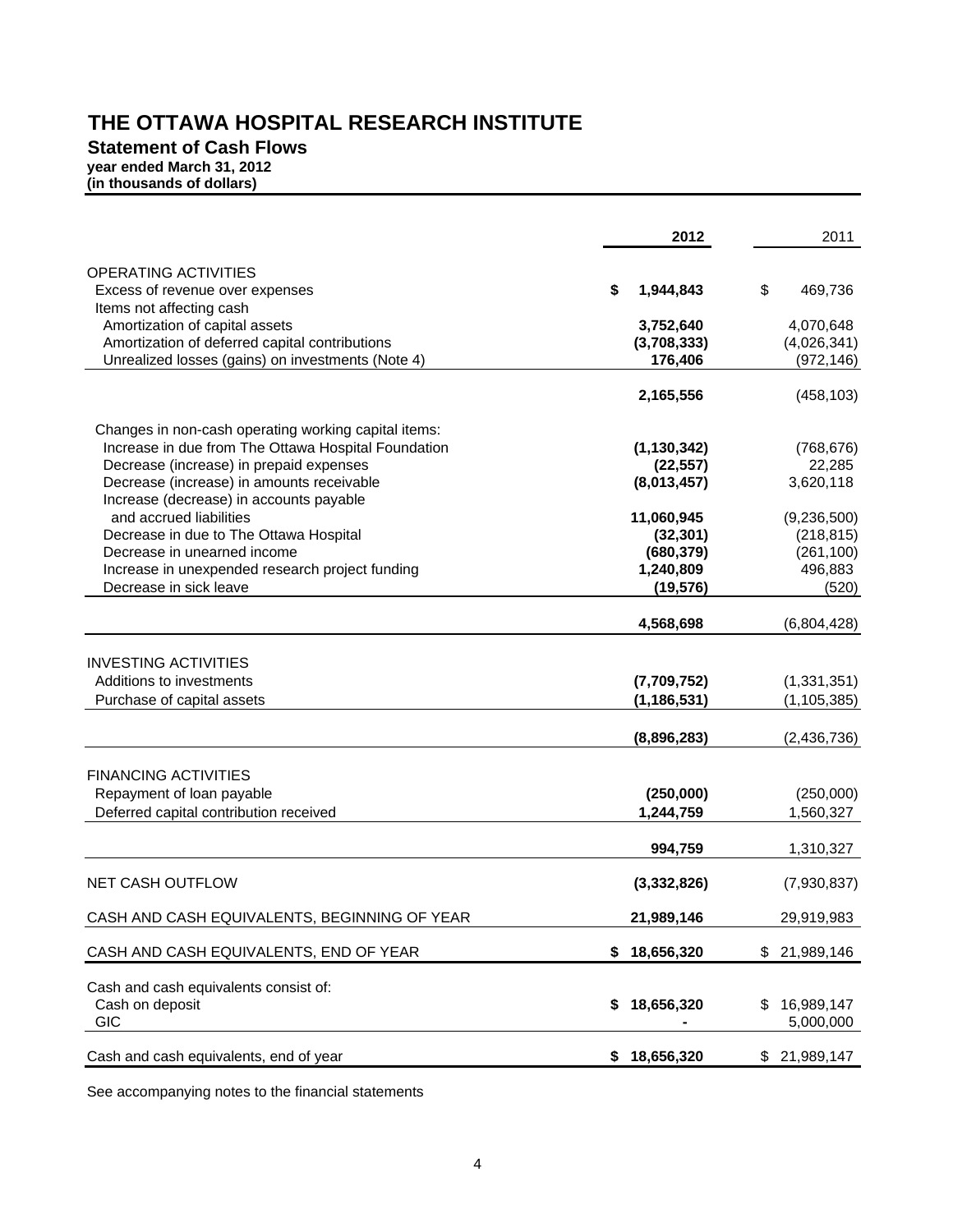# THE OTTAWA HOSPITAL RESEARCH INSTITUTE

## Statement of Cash Flows

**year ended March 31, 2012**
**(in thousands of dollars)**

| | 2012 | 2011 |
|---|---|---|
| OPERATING ACTIVITIES | | |
| Excess of revenue over expenses | **$ 1,944,843** | $ 469,736 |
| Items not affecting cash | | |
| Amortization of capital assets | **3,752,640** | 4,070,648 |
| Amortization of deferred capital contributions | **(3,708,333)** | (4,026,341) |
| Unrealized losses (gains) on investments (Note 4) | **176,406** | (972,146) |
| | **2,165,556** | (458,103) |
| Changes in non-cash operating working capital items: | | |
| Increase in due from The Ottawa Hospital Foundation | **(1,130,342)** | (768,676) |
| Decrease (increase) in prepaid expenses | **(22,557)** | 22,285 |
| Decrease (increase) in amounts receivable | **(8,013,457)** | 3,620,118 |
| Increase (decrease) in accounts payable and accrued liabilities | **11,060,945** | (9,236,500) |
| Decrease in due to The Ottawa Hospital | **(32,301)** | (218,815) |
| Decrease in unearned income | **(680,379)** | (261,100) |
| Increase in unexpended research project funding | **1,240,809** | 496,883 |
| Decrease in sick leave | **(19,576)** | (520) |
| | **4,568,698** | (6,804,428) |
| INVESTING ACTIVITIES | | |
| Additions to investments | **(7,709,752)** | (1,331,351) |
| Purchase of capital assets | **(1,186,531)** | (1,105,385) |
| | **(8,896,283)** | (2,436,736) |
| FINANCING ACTIVITIES | | |
| Repayment of loan payable | **(250,000)** | (250,000) |
| Deferred capital contribution received | **1,244,759** | 1,560,327 |
| | **994,759** | 1,310,327 |
| NET CASH OUTFLOW | **(3,332,826)** | (7,930,837) |
| CASH AND CASH EQUIVALENTS, BEGINNING OF YEAR | **21,989,146** | 29,919,983 |
| CASH AND CASH EQUIVALENTS, END OF YEAR | **$ 18,656,320** | $ 21,989,146 |
| Cash and cash equivalents consist of: | | |
| Cash on deposit | **$ 18,656,320** | $ 16,989,147 |
| GIC | **-** | 5,000,000 |
| Cash and cash equivalents, end of year | **$ 18,656,320** | $ 21,989,147 |

See accompanying notes to the financial statements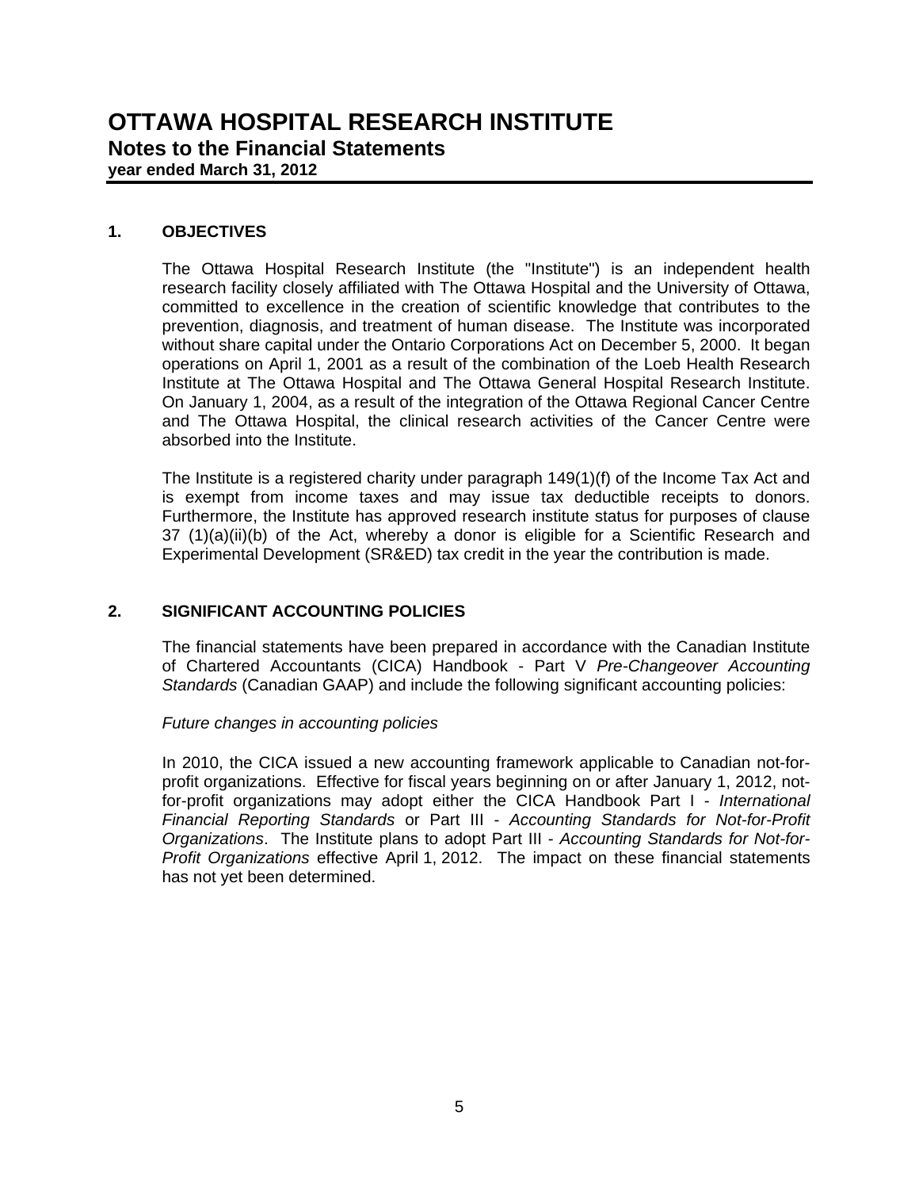# OTTAWA HOSPITAL RESEARCH INSTITUTE

## Notes to the Financial Statements

**year ended March 31, 2012**

### 1. OBJECTIVES

The Ottawa Hospital Research Institute (the "Institute") is an independent health research facility closely affiliated with The Ottawa Hospital and the University of Ottawa, committed to excellence in the creation of scientific knowledge that contributes to the prevention, diagnosis, and treatment of human disease. The Institute was incorporated without share capital under the Ontario Corporations Act on December 5, 2000. It began operations on April 1, 2001 as a result of the combination of the Loeb Health Research Institute at The Ottawa Hospital and The Ottawa General Hospital Research Institute. On January 1, 2004, as a result of the integration of the Ottawa Regional Cancer Centre and The Ottawa Hospital, the clinical research activities of the Cancer Centre were absorbed into the Institute.

The Institute is a registered charity under paragraph 149(1)(f) of the Income Tax Act and is exempt from income taxes and may issue tax deductible receipts to donors. Furthermore, the Institute has approved research institute status for purposes of clause 37 (1)(a)(ii)(b) of the Act, whereby a donor is eligible for a Scientific Research and Experimental Development (SR&ED) tax credit in the year the contribution is made.

### 2. SIGNIFICANT ACCOUNTING POLICIES

The financial statements have been prepared in accordance with the Canadian Institute of Chartered Accountants (CICA) Handbook - Part V *Pre-Changeover Accounting Standards* (Canadian GAAP) and include the following significant accounting policies:

*Future changes in accounting policies*

In 2010, the CICA issued a new accounting framework applicable to Canadian not-for-profit organizations. Effective for fiscal years beginning on or after January 1, 2012, not-for-profit organizations may adopt either the CICA Handbook Part I - *International Financial Reporting Standards* or Part III - *Accounting Standards for Not-for-Profit Organizations*. The Institute plans to adopt Part III - *Accounting Standards for Not-for-Profit Organizations* effective April 1, 2012. The impact on these financial statements has not yet been determined.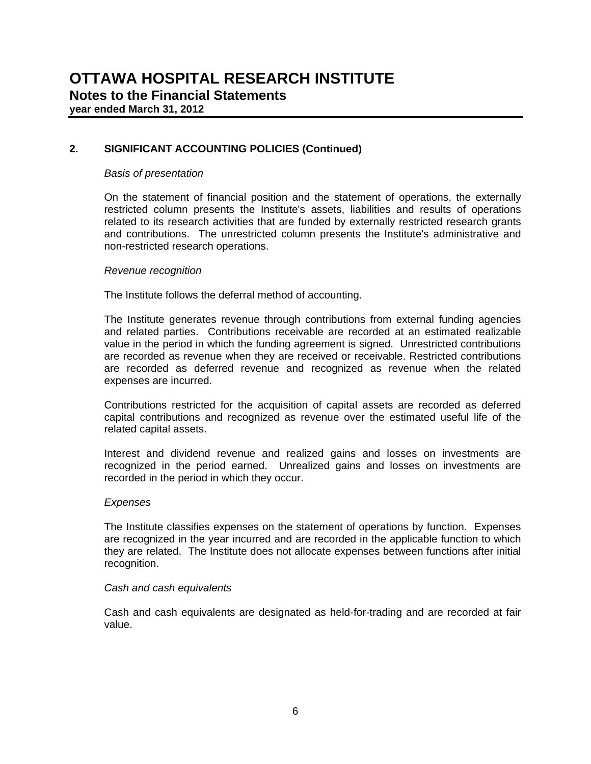# OTTAWA HOSPITAL RESEARCH INSTITUTE

## Notes to the Financial Statements

**year ended March 31, 2012**

### 2. SIGNIFICANT ACCOUNTING POLICIES (Continued)

*Basis of presentation*

On the statement of financial position and the statement of operations, the externally restricted column presents the Institute's assets, liabilities and results of operations related to its research activities that are funded by externally restricted research grants and contributions. The unrestricted column presents the Institute's administrative and non-restricted research operations.

*Revenue recognition*

The Institute follows the deferral method of accounting.

The Institute generates revenue through contributions from external funding agencies and related parties. Contributions receivable are recorded at an estimated realizable value in the period in which the funding agreement is signed. Unrestricted contributions are recorded as revenue when they are received or receivable. Restricted contributions are recorded as deferred revenue and recognized as revenue when the related expenses are incurred.

Contributions restricted for the acquisition of capital assets are recorded as deferred capital contributions and recognized as revenue over the estimated useful life of the related capital assets.

Interest and dividend revenue and realized gains and losses on investments are recognized in the period earned. Unrealized gains and losses on investments are recorded in the period in which they occur.

*Expenses*

The Institute classifies expenses on the statement of operations by function. Expenses are recognized in the year incurred and are recorded in the applicable function to which they are related. The Institute does not allocate expenses between functions after initial recognition.

*Cash and cash equivalents*

Cash and cash equivalents are designated as held-for-trading and are recorded at fair value.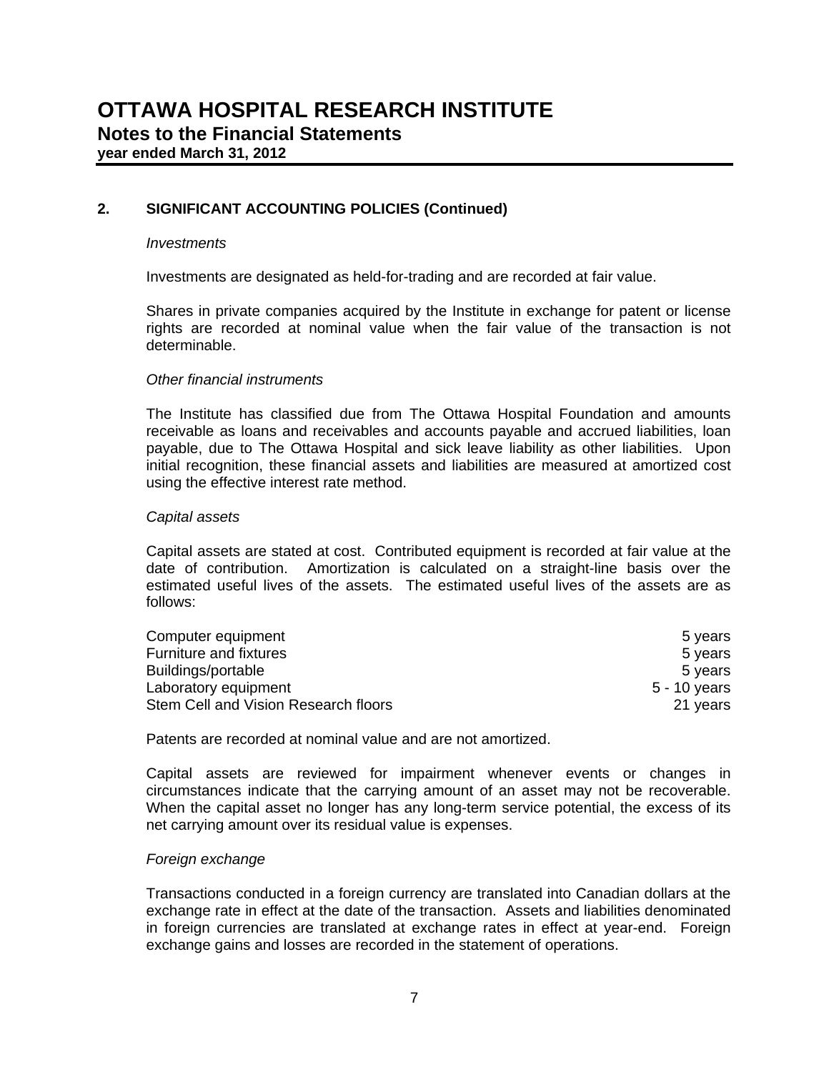# OTTAWA HOSPITAL RESEARCH INSTITUTE
## Notes to the Financial Statements
**year ended March 31, 2012**

### 2. SIGNIFICANT ACCOUNTING POLICIES (Continued)

*Investments*

Investments are designated as held-for-trading and are recorded at fair value.

Shares in private companies acquired by the Institute in exchange for patent or license rights are recorded at nominal value when the fair value of the transaction is not determinable.

*Other financial instruments*

The Institute has classified due from The Ottawa Hospital Foundation and amounts receivable as loans and receivables and accounts payable and accrued liabilities, loan payable, due to The Ottawa Hospital and sick leave liability as other liabilities. Upon initial recognition, these financial assets and liabilities are measured at amortized cost using the effective interest rate method.

*Capital assets*

Capital assets are stated at cost. Contributed equipment is recorded at fair value at the date of contribution. Amortization is calculated on a straight-line basis over the estimated useful lives of the assets. The estimated useful lives of the assets are as follows:

| | |
|---|---|
| Computer equipment | 5 years |
| Furniture and fixtures | 5 years |
| Buildings/portable | 5 years |
| Laboratory equipment | 5 - 10 years |
| Stem Cell and Vision Research floors | 21 years |

Patents are recorded at nominal value and are not amortized.

Capital assets are reviewed for impairment whenever events or changes in circumstances indicate that the carrying amount of an asset may not be recoverable. When the capital asset no longer has any long-term service potential, the excess of its net carrying amount over its residual value is expenses.

*Foreign exchange*

Transactions conducted in a foreign currency are translated into Canadian dollars at the exchange rate in effect at the date of the transaction. Assets and liabilities denominated in foreign currencies are translated at exchange rates in effect at year-end. Foreign exchange gains and losses are recorded in the statement of operations.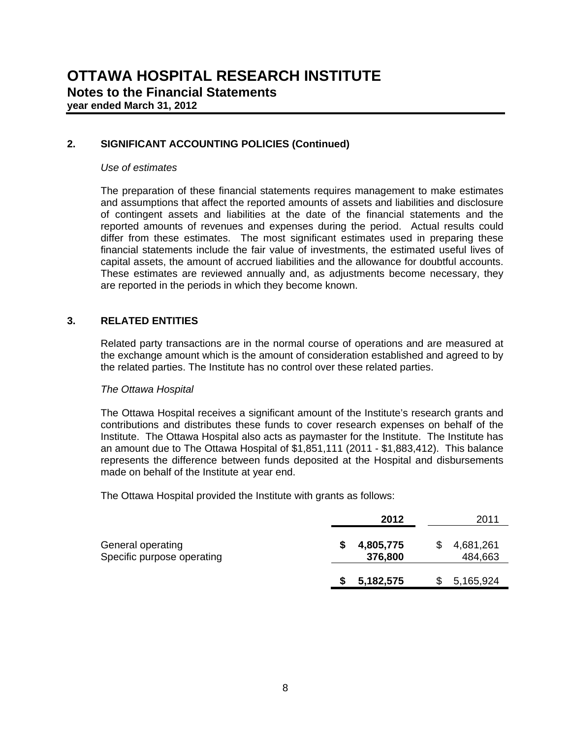# OTTAWA HOSPITAL RESEARCH INSTITUTE

## Notes to the Financial Statements

**year ended March 31, 2012**

### 2. SIGNIFICANT ACCOUNTING POLICIES (Continued)

*Use of estimates*

The preparation of these financial statements requires management to make estimates and assumptions that affect the reported amounts of assets and liabilities and disclosure of contingent assets and liabilities at the date of the financial statements and the reported amounts of revenues and expenses during the period. Actual results could differ from these estimates. The most significant estimates used in preparing these financial statements include the fair value of investments, the estimated useful lives of capital assets, the amount of accrued liabilities and the allowance for doubtful accounts. These estimates are reviewed annually and, as adjustments become necessary, they are reported in the periods in which they become known.

### 3. RELATED ENTITIES

Related party transactions are in the normal course of operations and are measured at the exchange amount which is the amount of consideration established and agreed to by the related parties. The Institute has no control over these related parties.

*The Ottawa Hospital*

The Ottawa Hospital receives a significant amount of the Institute's research grants and contributions and distributes these funds to cover research expenses on behalf of the Institute. The Ottawa Hospital also acts as paymaster for the Institute. The Institute has an amount due to The Ottawa Hospital of $1,851,111 (2011 - $1,883,412). This balance represents the difference between funds deposited at the Hospital and disbursements made on behalf of the Institute at year end.

The Ottawa Hospital provided the Institute with grants as follows:

| | **2012** | 2011 |
|---|---|---|
| General operating | **$ 4,805,775** | $ 4,681,261 |
| Specific purpose operating | **376,800** | 484,663 |
| | **$ 5,182,575** | $ 5,165,924 |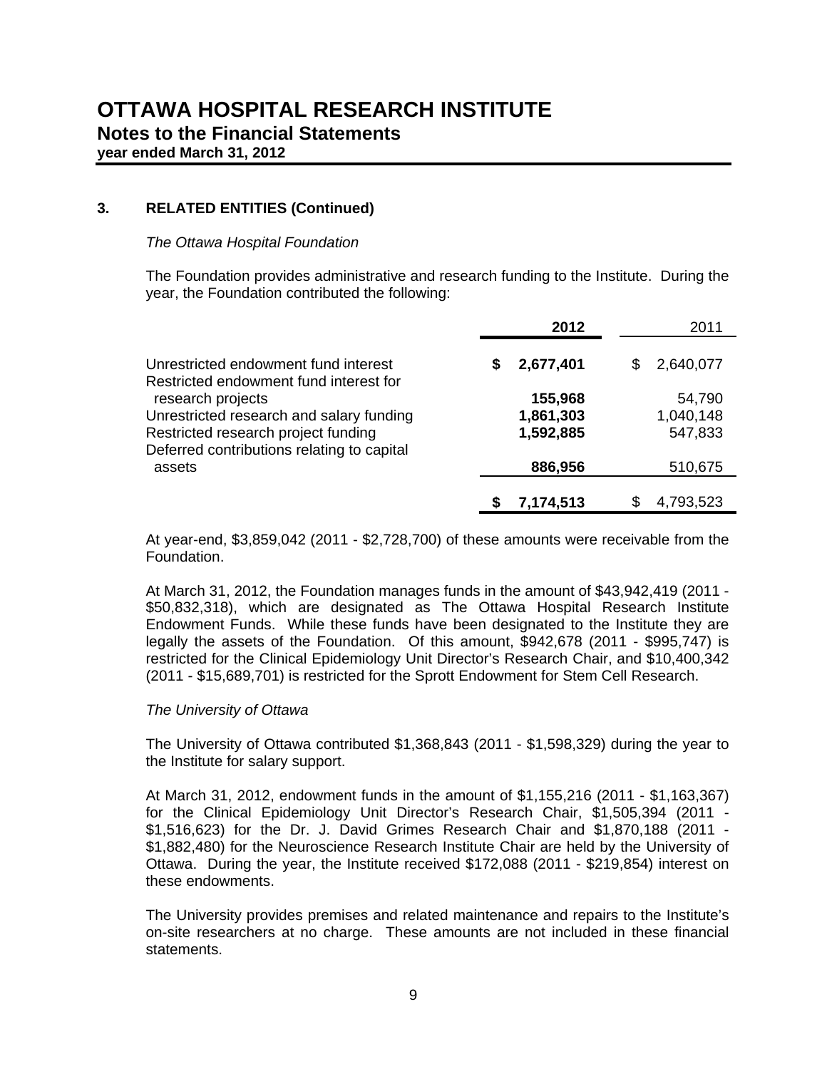# OTTAWA HOSPITAL RESEARCH INSTITUTE

## Notes to the Financial Statements

**year ended March 31, 2012**

### 3. RELATED ENTITIES (Continued)

*The Ottawa Hospital Foundation*

The Foundation provides administrative and research funding to the Institute. During the year, the Foundation contributed the following:

| | 2012 | 2011 |
|---|---|---|
| Unrestricted endowment fund interest | **$ 2,677,401** | $ 2,640,077 |
| Restricted endowment fund interest for research projects | **155,968** | 54,790 |
| Unrestricted research and salary funding | **1,861,303** | 1,040,148 |
| Restricted research project funding | **1,592,885** | 547,833 |
| Deferred contributions relating to capital assets | **886,956** | 510,675 |
| | **$ 7,174,513** | $ 4,793,523 |

At year-end, $3,859,042 (2011 - $2,728,700) of these amounts were receivable from the Foundation.

At March 31, 2012, the Foundation manages funds in the amount of $43,942,419 (2011 - $50,832,318), which are designated as The Ottawa Hospital Research Institute Endowment Funds. While these funds have been designated to the Institute they are legally the assets of the Foundation. Of this amount, $942,678 (2011 - $995,747) is restricted for the Clinical Epidemiology Unit Director's Research Chair, and $10,400,342 (2011 - $15,689,701) is restricted for the Sprott Endowment for Stem Cell Research.

*The University of Ottawa*

The University of Ottawa contributed $1,368,843 (2011 - $1,598,329) during the year to the Institute for salary support.

At March 31, 2012, endowment funds in the amount of $1,155,216 (2011 - $1,163,367) for the Clinical Epidemiology Unit Director's Research Chair, $1,505,394 (2011 - $1,516,623) for the Dr. J. David Grimes Research Chair and $1,870,188 (2011 - $1,882,480) for the Neuroscience Research Institute Chair are held by the University of Ottawa. During the year, the Institute received $172,088 (2011 - $219,854) interest on these endowments.

The University provides premises and related maintenance and repairs to the Institute's on-site researchers at no charge. These amounts are not included in these financial statements.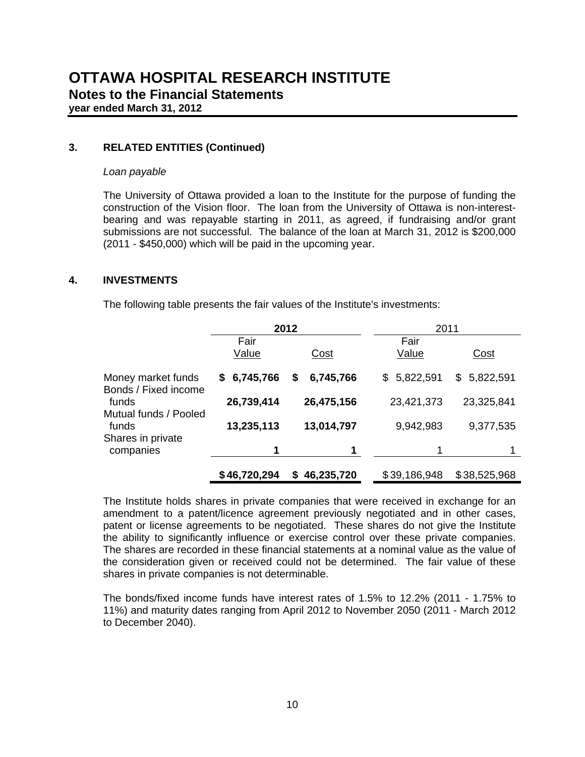# OTTAWA HOSPITAL RESEARCH INSTITUTE

## Notes to the Financial Statements

**year ended March 31, 2012**

### 3. RELATED ENTITIES (Continued)

*Loan payable*

The University of Ottawa provided a loan to the Institute for the purpose of funding the construction of the Vision floor. The loan from the University of Ottawa is non-interest-bearing and was repayable starting in 2011, as agreed, if fundraising and/or grant submissions are not successful. The balance of the loan at March 31, 2012 is $200,000 (2011 - $450,000) which will be paid in the upcoming year.

### 4. INVESTMENTS

The following table presents the fair values of the Institute's investments:

| | **2012** | | 2011 | |
|---|---|---|---|---|
| | Fair Value | Cost | Fair Value | Cost |
| Money market funds | **$ 6,745,766** | **$ 6,745,766** | $ 5,822,591 | $ 5,822,591 |
| Bonds / Fixed income funds | **26,739,414** | **26,475,156** | 23,421,373 | 23,325,841 |
| Mutual funds / Pooled funds | **13,235,113** | **13,014,797** | 9,942,983 | 9,377,535 |
| Shares in private companies | **1** | **1** | 1 | 1 |
| | **$ 46,720,294** | **$ 46,235,720** | $ 39,186,948 | $ 38,525,968 |

The Institute holds shares in private companies that were received in exchange for an amendment to a patent/licence agreement previously negotiated and in other cases, patent or license agreements to be negotiated. These shares do not give the Institute the ability to significantly influence or exercise control over these private companies. The shares are recorded in these financial statements at a nominal value as the value of the consideration given or received could not be determined. The fair value of these shares in private companies is not determinable.

The bonds/fixed income funds have interest rates of 1.5% to 12.2% (2011 - 1.75% to 11%) and maturity dates ranging from April 2012 to November 2050 (2011 - March 2012 to December 2040).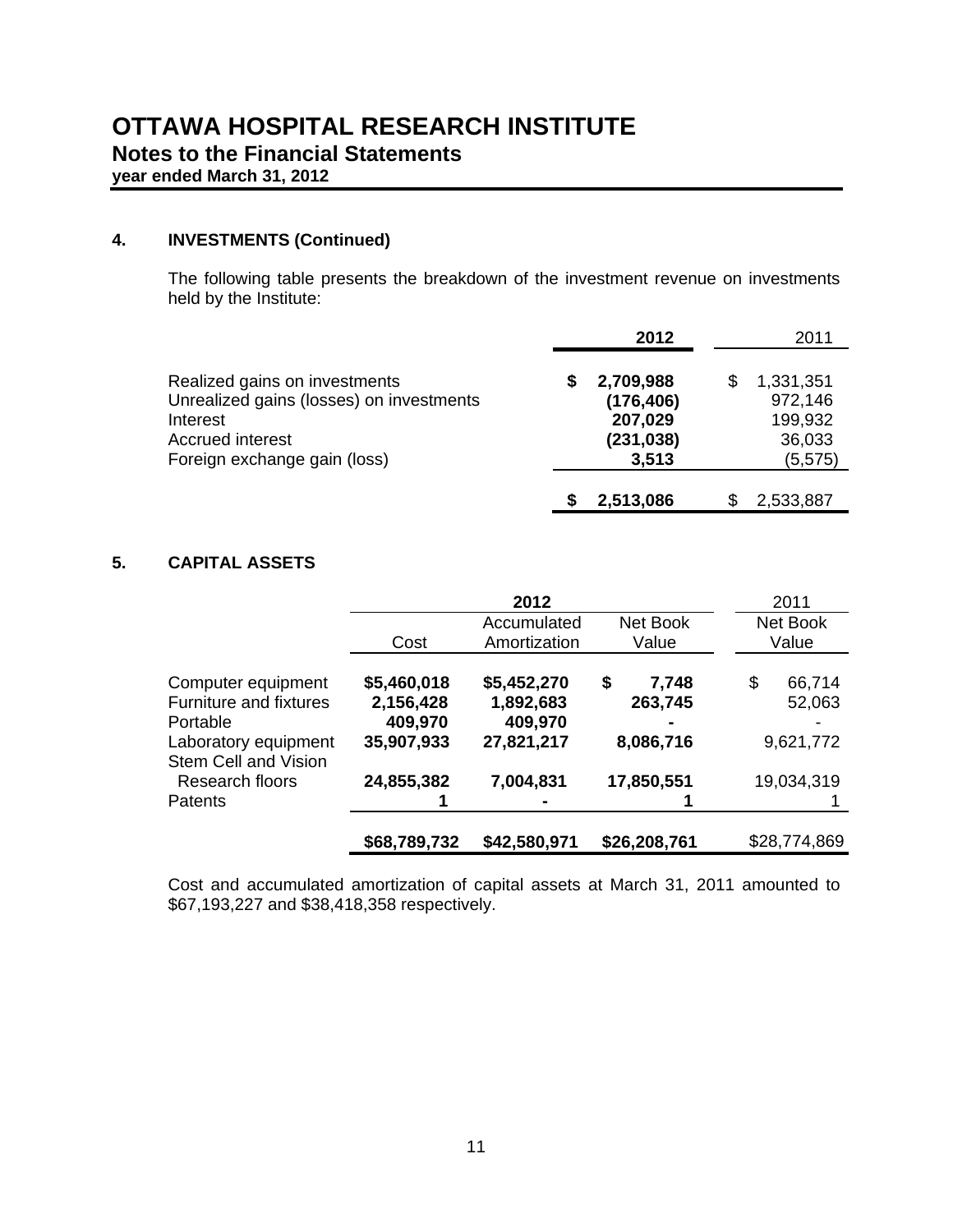# OTTAWA HOSPITAL RESEARCH INSTITUTE

## Notes to the Financial Statements

**year ended March 31, 2012**

### 4. INVESTMENTS (Continued)

The following table presents the breakdown of the investment revenue on investments held by the Institute:

| | 2012 | 2011 |
|---|---|---|
| Realized gains on investments | **$ 2,709,988** | $ 1,331,351 |
| Unrealized gains (losses) on investments | **(176,406)** | 972,146 |
| Interest | **207,029** | 199,932 |
| Accrued interest | **(231,038)** | 36,033 |
| Foreign exchange gain (loss) | **3,513** | (5,575) |
| | **$ 2,513,086** | $ 2,533,887 |

### 5. CAPITAL ASSETS

| | 2012 | | | 2011 |
|---|---|---|---|---|
| | Cost | Accumulated Amortization | Net Book Value | Net Book Value |
| Computer equipment | **$5,460,018** | **$5,452,270** | **$ 7,748** | $ 66,714 |
| Furniture and fixtures | **2,156,428** | **1,892,683** | **263,745** | 52,063 |
| Portable | **409,970** | **409,970** | **-** | - |
| Laboratory equipment | **35,907,933** | **27,821,217** | **8,086,716** | 9,621,772 |
| Stem Cell and Vision Research floors | **24,855,382** | **7,004,831** | **17,850,551** | 19,034,319 |
| Patents | **1** | **-** | **1** | 1 |
| | **$68,789,732** | **$42,580,971** | **$26,208,761** | $28,774,869 |

Cost and accumulated amortization of capital assets at March 31, 2011 amounted to $67,193,227 and $38,418,358 respectively.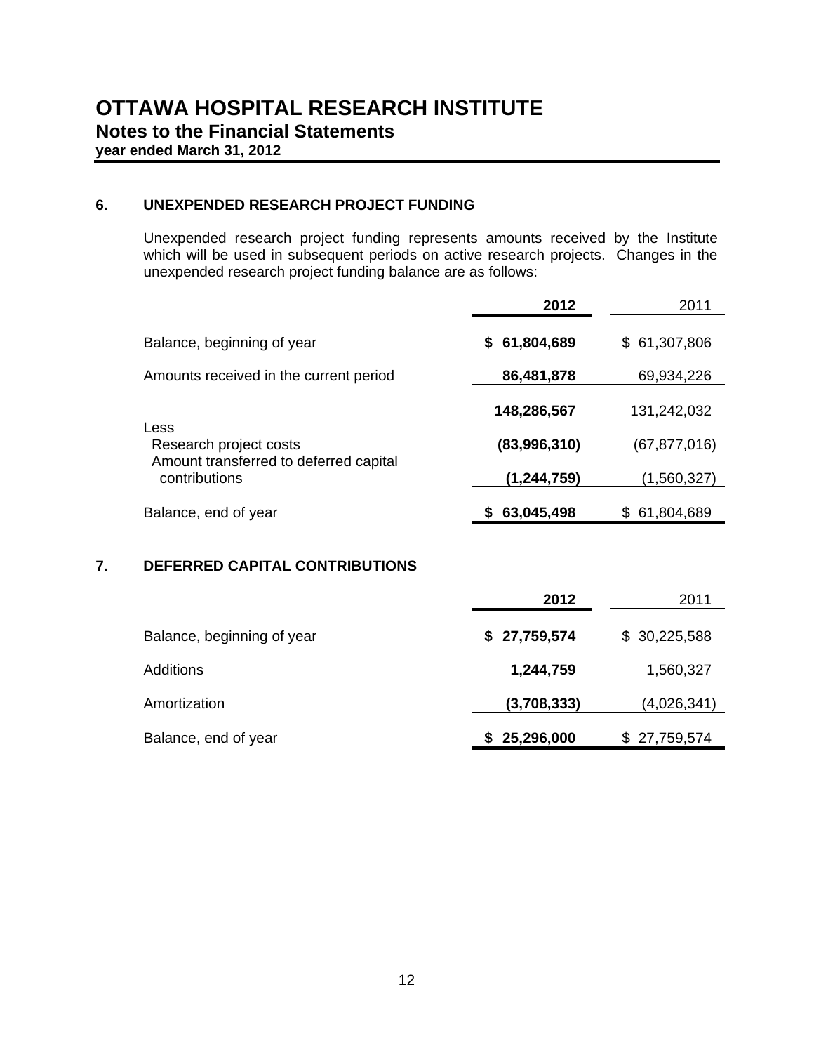# OTTAWA HOSPITAL RESEARCH INSTITUTE

## Notes to the Financial Statements

**year ended March 31, 2012**

### 6. UNEXPENDED RESEARCH PROJECT FUNDING

Unexpended research project funding represents amounts received by the Institute which will be used in subsequent periods on active research projects. Changes in the unexpended research project funding balance are as follows:

| | 2012 | 2011 |
|---|---|---|
| Balance, beginning of year | **$ 61,804,689** | $ 61,307,806 |
| Amounts received in the current period | **86,481,878** | 69,934,226 |
| | **148,286,567** | 131,242,032 |
| Less | | |
| Research project costs | **(83,996,310)** | (67,877,016) |
| Amount transferred to deferred capital contributions | **(1,244,759)** | (1,560,327) |
| Balance, end of year | **$ 63,045,498** | $ 61,804,689 |

### 7. DEFERRED CAPITAL CONTRIBUTIONS

| | 2012 | 2011 |
|---|---|---|
| Balance, beginning of year | **$ 27,759,574** | $ 30,225,588 |
| Additions | **1,244,759** | 1,560,327 |
| Amortization | **(3,708,333)** | (4,026,341) |
| Balance, end of year | **$ 25,296,000** | $ 27,759,574 |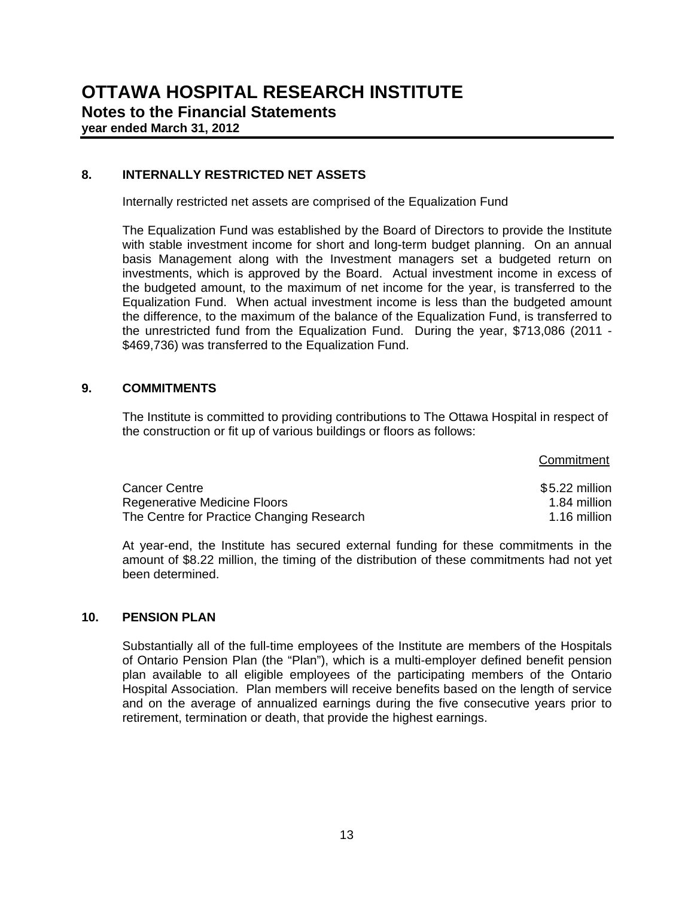# OTTAWA HOSPITAL RESEARCH INSTITUTE

## Notes to the Financial Statements

**year ended March 31, 2012**

### 8. INTERNALLY RESTRICTED NET ASSETS

Internally restricted net assets are comprised of the Equalization Fund

The Equalization Fund was established by the Board of Directors to provide the Institute with stable investment income for short and long-term budget planning. On an annual basis Management along with the Investment managers set a budgeted return on investments, which is approved by the Board. Actual investment income in excess of the budgeted amount, to the maximum of net income for the year, is transferred to the Equalization Fund. When actual investment income is less than the budgeted amount the difference, to the maximum of the balance of the Equalization Fund, is transferred to the unrestricted fund from the Equalization Fund. During the year, $713,086 (2011 - $469,736) was transferred to the Equalization Fund.

### 9. COMMITMENTS

The Institute is committed to providing contributions to The Ottawa Hospital in respect of the construction or fit up of various buildings or floors as follows:

| | Commitment |
|---|---|
| Cancer Centre | $5.22 million |
| Regenerative Medicine Floors | 1.84 million |
| The Centre for Practice Changing Research | 1.16 million |

At year-end, the Institute has secured external funding for these commitments in the amount of $8.22 million, the timing of the distribution of these commitments had not yet been determined.

### 10. PENSION PLAN

Substantially all of the full-time employees of the Institute are members of the Hospitals of Ontario Pension Plan (the "Plan"), which is a multi-employer defined benefit pension plan available to all eligible employees of the participating members of the Ontario Hospital Association. Plan members will receive benefits based on the length of service and on the average of annualized earnings during the five consecutive years prior to retirement, termination or death, that provide the highest earnings.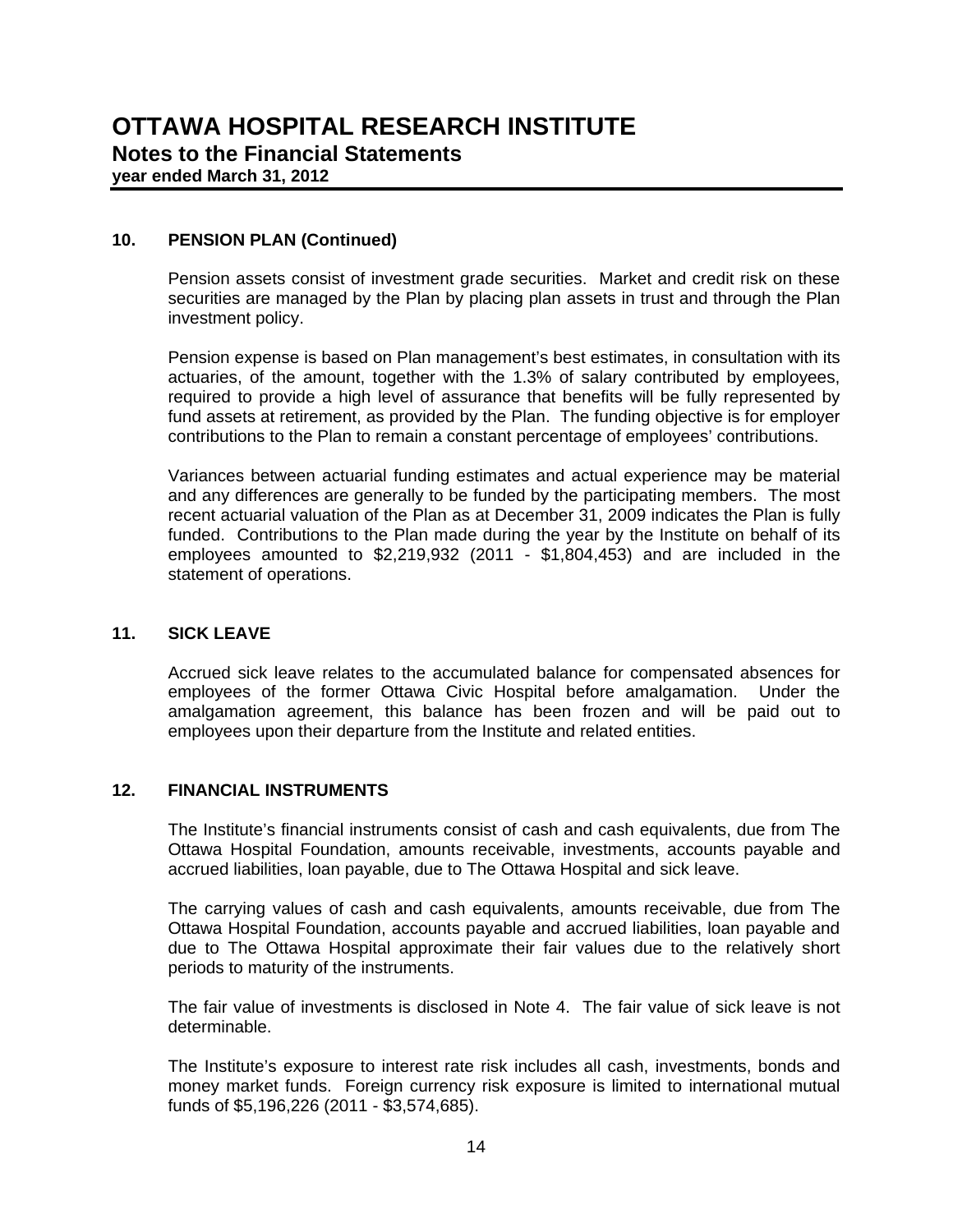# OTTAWA HOSPITAL RESEARCH INSTITUTE

## Notes to the Financial Statements

**year ended March 31, 2012**

### 10. PENSION PLAN (Continued)

Pension assets consist of investment grade securities. Market and credit risk on these securities are managed by the Plan by placing plan assets in trust and through the Plan investment policy.

Pension expense is based on Plan management's best estimates, in consultation with its actuaries, of the amount, together with the 1.3% of salary contributed by employees, required to provide a high level of assurance that benefits will be fully represented by fund assets at retirement, as provided by the Plan. The funding objective is for employer contributions to the Plan to remain a constant percentage of employees' contributions.

Variances between actuarial funding estimates and actual experience may be material and any differences are generally to be funded by the participating members. The most recent actuarial valuation of the Plan as at December 31, 2009 indicates the Plan is fully funded. Contributions to the Plan made during the year by the Institute on behalf of its employees amounted to $2,219,932 (2011 - $1,804,453) and are included in the statement of operations.

### 11. SICK LEAVE

Accrued sick leave relates to the accumulated balance for compensated absences for employees of the former Ottawa Civic Hospital before amalgamation. Under the amalgamation agreement, this balance has been frozen and will be paid out to employees upon their departure from the Institute and related entities.

### 12. FINANCIAL INSTRUMENTS

The Institute's financial instruments consist of cash and cash equivalents, due from The Ottawa Hospital Foundation, amounts receivable, investments, accounts payable and accrued liabilities, loan payable, due to The Ottawa Hospital and sick leave.

The carrying values of cash and cash equivalents, amounts receivable, due from The Ottawa Hospital Foundation, accounts payable and accrued liabilities, loan payable and due to The Ottawa Hospital approximate their fair values due to the relatively short periods to maturity of the instruments.

The fair value of investments is disclosed in Note 4. The fair value of sick leave is not determinable.

The Institute's exposure to interest rate risk includes all cash, investments, bonds and money market funds. Foreign currency risk exposure is limited to international mutual funds of $5,196,226 (2011 - $3,574,685).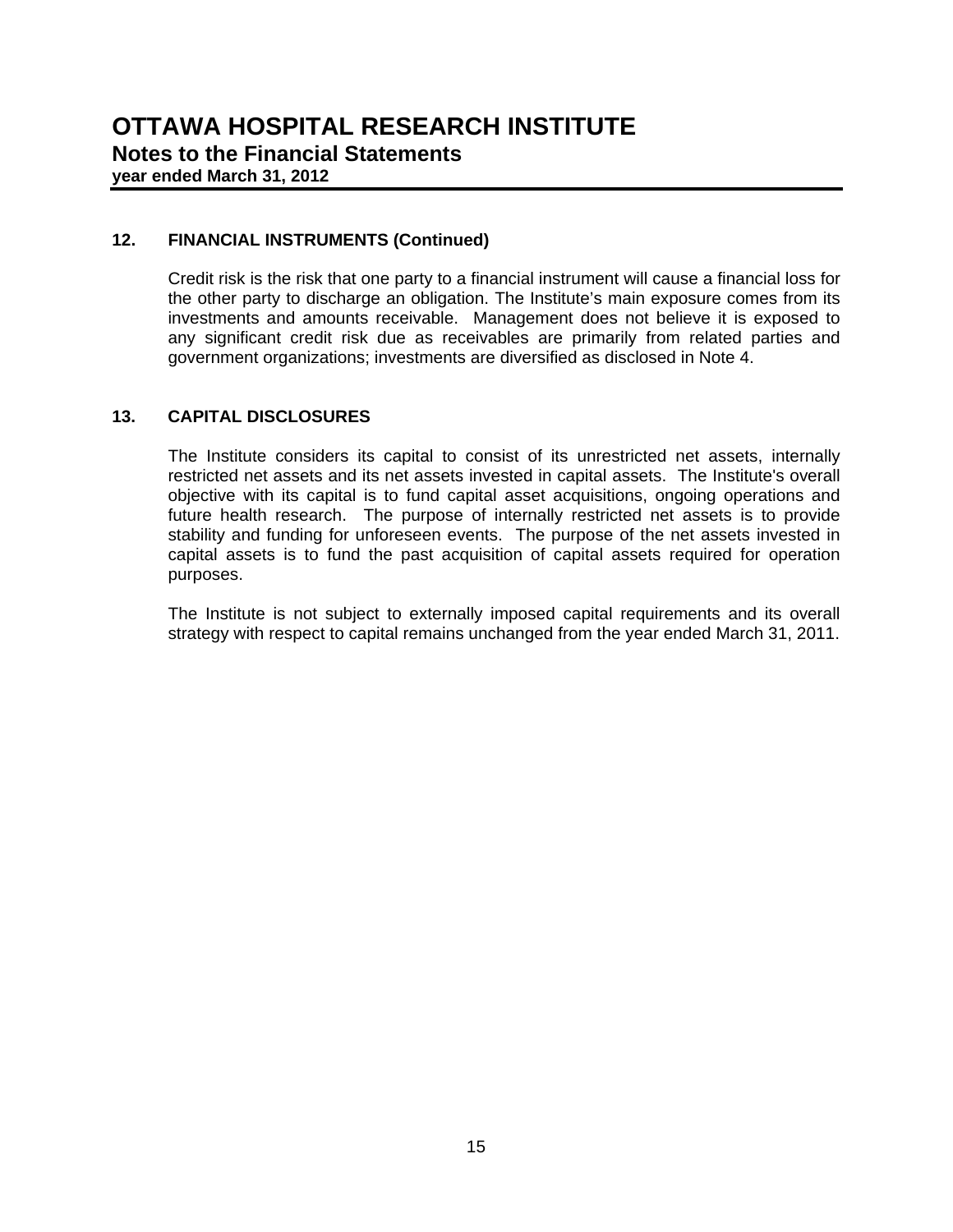# OTTAWA HOSPITAL RESEARCH INSTITUTE

## Notes to the Financial Statements

**year ended March 31, 2012**

### 12. FINANCIAL INSTRUMENTS (Continued)

Credit risk is the risk that one party to a financial instrument will cause a financial loss for the other party to discharge an obligation. The Institute's main exposure comes from its investments and amounts receivable. Management does not believe it is exposed to any significant credit risk due as receivables are primarily from related parties and government organizations; investments are diversified as disclosed in Note 4.

### 13. CAPITAL DISCLOSURES

The Institute considers its capital to consist of its unrestricted net assets, internally restricted net assets and its net assets invested in capital assets. The Institute's overall objective with its capital is to fund capital asset acquisitions, ongoing operations and future health research. The purpose of internally restricted net assets is to provide stability and funding for unforeseen events. The purpose of the net assets invested in capital assets is to fund the past acquisition of capital assets required for operation purposes.

The Institute is not subject to externally imposed capital requirements and its overall strategy with respect to capital remains unchanged from the year ended March 31, 2011.